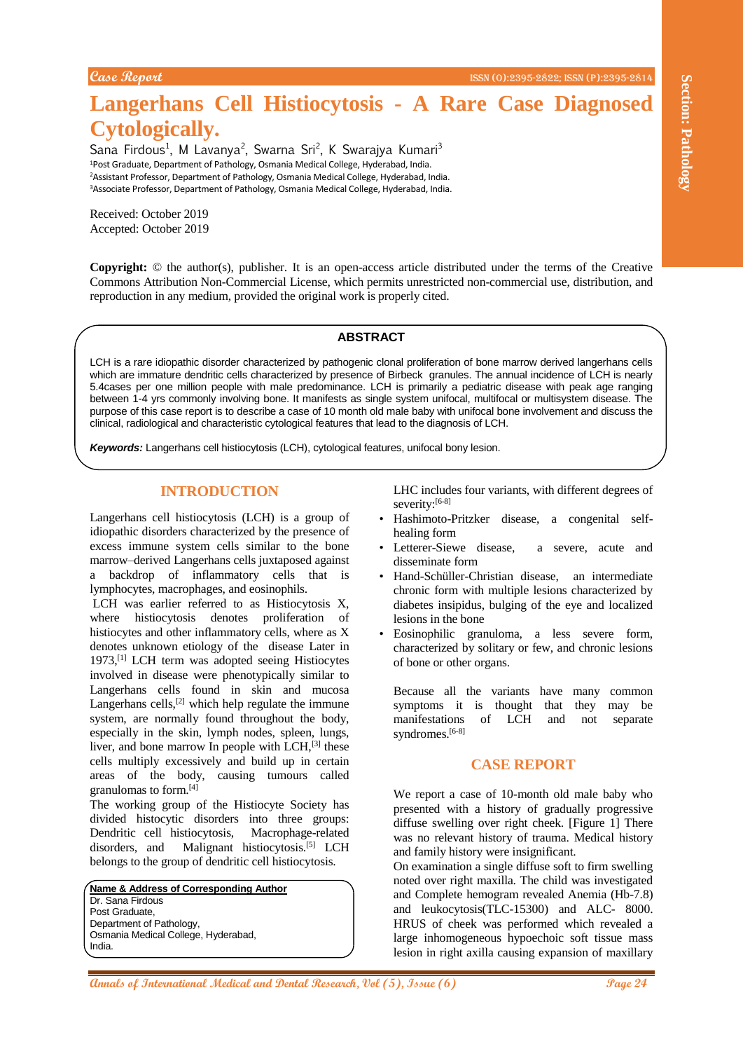Case Report

# Langerhans Cell Histiocytosis - A Rare Case Diagnosed Cytologically.

Sana Firdous[1], M Lavanya[2], Swarna Sri[2], K Swarajya Kumari[3]

[1]Post Graduate, Department of Pathology, Osmania Medical College, Hyderabad, India.
[2]Assistant Professor, Department of Pathology, Osmania Medical College, Hyderabad, India.
[3]Associate Professor, Department of Pathology, Osmania Medical College, Hyderabad, India.

Received: October 2019
Accepted: October 2019

**Copyright:** © the author(s), publisher. It is an open-access article distributed under the terms of the Creative Commons Attribution Non-Commercial License, which permits unrestricted non-commercial use, distribution, and reproduction in any medium, provided the original work is properly cited.

## ABSTRACT

LCH is a rare idiopathic disorder characterized by pathogenic clonal proliferation of bone marrow derived langerhans cells which are immature dendritic cells characterized by presence of Birbeck granules. The annual incidence of LCH is nearly 5.4cases per one million people with male predominance. LCH is primarily a pediatric disease with peak age ranging between 1-4 yrs commonly involving bone. It manifests as single system unifocal, multifocal or multisystem disease. The purpose of this case report is to describe a case of 10 month old male baby with unifocal bone involvement and discuss the clinical, radiological and characteristic cytological features that lead to the diagnosis of LCH.

***Keywords:*** Langerhans cell histiocytosis (LCH), cytological features, unifocal bony lesion.

## INTRODUCTION

Langerhans cell histiocytosis (LCH) is a group of idiopathic disorders characterized by the presence of excess immune system cells similar to the bone marrow–derived Langerhans cells juxtaposed against a backdrop of inflammatory cells that is lymphocytes, macrophages, and eosinophils.

LCH was earlier referred to as Histiocytosis X, where histiocytosis denotes proliferation of histiocytes and other inflammatory cells, where as X denotes unknown etiology of the disease Later in 1973,[1] LCH term was adopted seeing Histiocytes involved in disease were phenotypically similar to Langerhans cells found in skin and mucosa Langerhans cells,[2] which help regulate the immune system, are normally found throughout the body, especially in the skin, lymph nodes, spleen, lungs, liver, and bone marrow In people with LCH,[3] these cells multiply excessively and build up in certain areas of the body, causing tumours called granulomas to form.[4]

The working group of the Histiocyte Society has divided histocytic disorders into three groups: Dendritic cell histiocytosis, Macrophage-related disorders, and Malignant histiocytosis.[5] LCH belongs to the group of dendritic cell histiocytosis.

**Name & Address of Corresponding Author**
Dr. Sana Firdous
Post Graduate,
Department of Pathology,
Osmania Medical College, Hyderabad,
India.

LHC includes four variants, with different degrees of severity:[6-8]

- Hashimoto-Pritzker disease, a congenital self-healing form
- Letterer-Siewe disease, a severe, acute and disseminate form
- Hand-Schüller-Christian disease, an intermediate chronic form with multiple lesions characterized by diabetes insipidus, bulging of the eye and localized lesions in the bone
- Eosinophilic granuloma, a less severe form, characterized by solitary or few, and chronic lesions of bone or other organs.

Because all the variants have many common symptoms it is thought that they may be manifestations of LCH and not separate syndromes.[6-8]

## CASE REPORT

We report a case of 10-month old male baby who presented with a history of gradually progressive diffuse swelling over right cheek. [Figure 1] There was no relevant history of trauma. Medical history and family history were insignificant.

On examination a single diffuse soft to firm swelling noted over right maxilla. The child was investigated and Complete hemogram revealed Anemia (Hb-7.8) and leukocytosis(TLC-15300) and ALC- 8000. HRUS of cheek was performed which revealed a large inhomogeneous hypoechoic soft tissue mass lesion in right axilla causing expansion of maxillary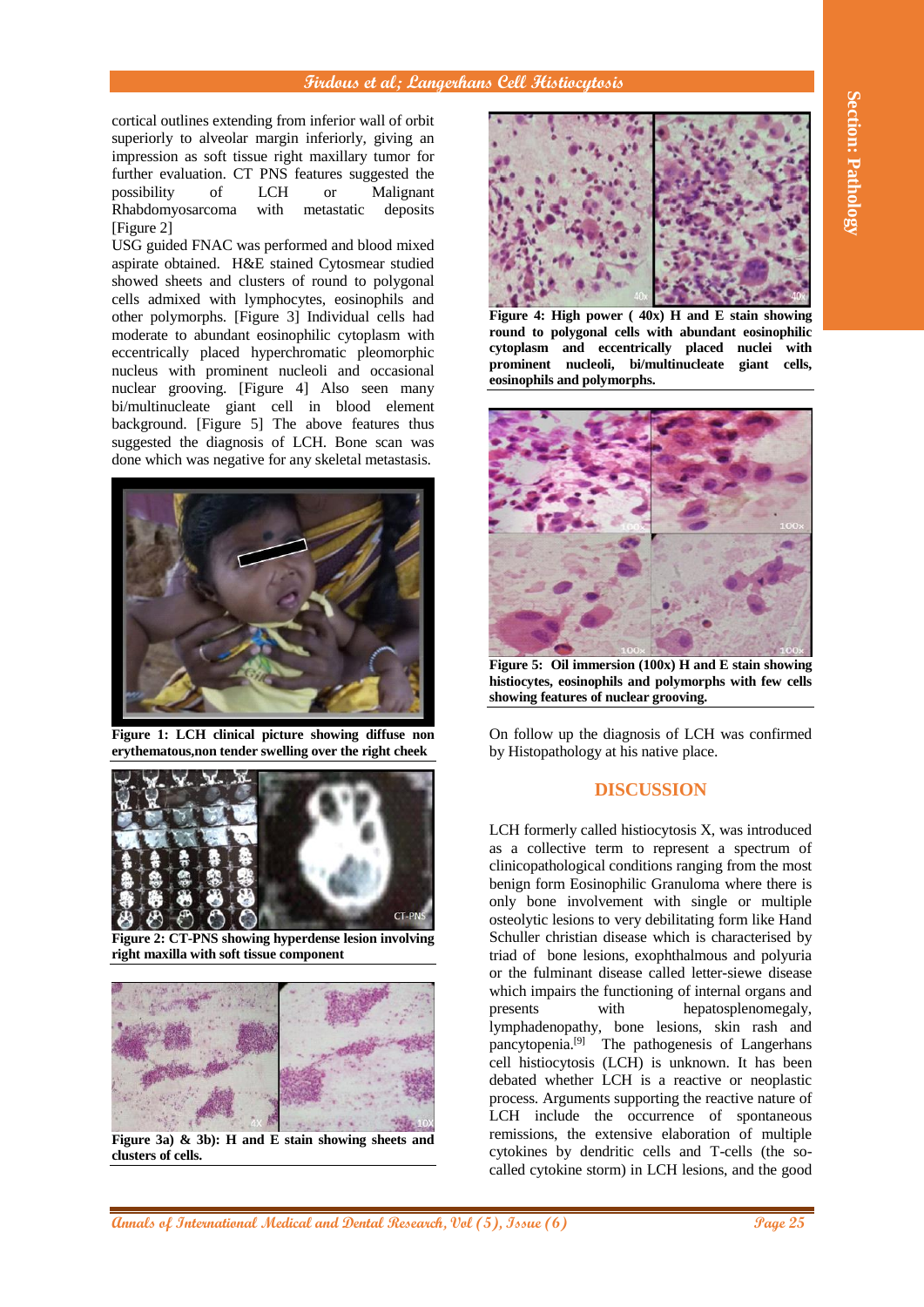cortical outlines extending from inferior wall of orbit superiorly to alveolar margin inferiorly, giving an impression as soft tissue right maxillary tumor for further evaluation. CT PNS features suggested the possibility of LCH or Malignant Rhabdomyosarcoma with metastatic deposits [Figure 2]

USG guided FNAC was performed and blood mixed aspirate obtained. H&E stained Cytosmear studied showed sheets and clusters of round to polygonal cells admixed with lymphocytes, eosinophils and other polymorphs. [Figure 3] Individual cells had moderate to abundant eosinophilic cytoplasm with eccentrically placed hyperchromatic pleomorphic nucleus with prominent nucleoli and occasional nuclear grooving. [Figure 4] Also seen many bi/multinucleate giant cell in blood element background. [Figure 5] The above features thus suggested the diagnosis of LCH. Bone scan was done which was negative for any skeletal metastasis.

**Figure 1: LCH clinical picture showing diffuse non erythematous,non tender swelling over the right cheek**

**Figure 2: CT-PNS showing hyperdense lesion involving right maxilla with soft tissue component**

**Figure 3a) & 3b): H and E stain showing sheets and clusters of cells.**

**Figure 4: High power ( 40x) H and E stain showing round to polygonal cells with abundant eosinophilic cytoplasm and eccentrically placed nuclei with prominent nucleoli, bi/multinucleate giant cells, eosinophils and polymorphs.**

**Figure 5: Oil immersion (100x) H and E stain showing histiocytes, eosinophils and polymorphs with few cells showing features of nuclear grooving.**

On follow up the diagnosis of LCH was confirmed by Histopathology at his native place.

## DISCUSSION

LCH formerly called histiocytosis X, was introduced as a collective term to represent a spectrum of clinicopathological conditions ranging from the most benign form Eosinophilic Granuloma where there is only bone involvement with single or multiple osteolytic lesions to very debilitating form like Hand Schuller christian disease which is characterised by triad of bone lesions, exophthalmous and polyuria or the fulminant disease called letter-siewe disease which impairs the functioning of internal organs and presents with hepatosplenomegaly, lymphadenopathy, bone lesions, skin rash and pancytopenia.[9] The pathogenesis of Langerhans cell histiocytosis (LCH) is unknown. It has been debated whether LCH is a reactive or neoplastic process. Arguments supporting the reactive nature of LCH include the occurrence of spontaneous remissions, the extensive elaboration of multiple cytokines by dendritic cells and T-cells (the so-called cytokine storm) in LCH lesions, and the good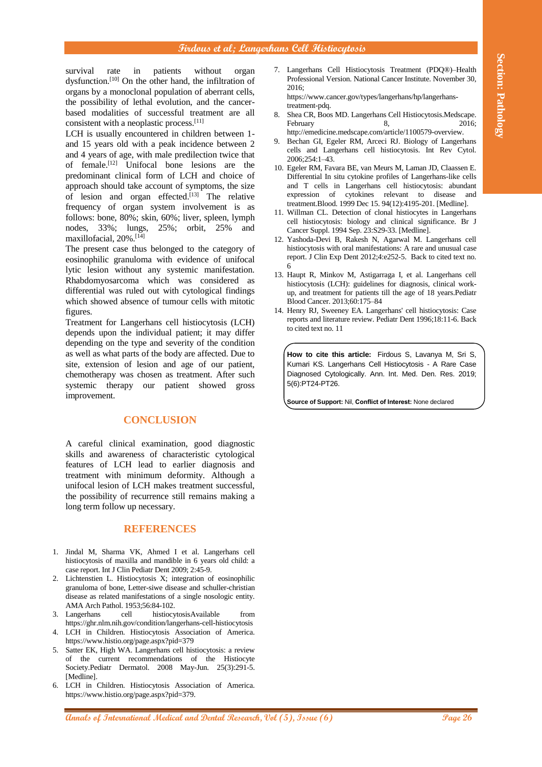survival rate in patients without organ dysfunction.[10] On the other hand, the infiltration of organs by a monoclonal population of aberrant cells, the possibility of lethal evolution, and the cancer-based modalities of successful treatment are all consistent with a neoplastic process.[11]

LCH is usually encountered in children between 1- and 15 years old with a peak incidence between 2 and 4 years of age, with male predilection twice that of female.[12] Unifocal bone lesions are the predominant clinical form of LCH and choice of approach should take account of symptoms, the size of lesion and organ effected.[13] The relative frequency of organ system involvement is as follows: bone, 80%; skin, 60%; liver, spleen, lymph nodes, 33%; lungs, 25%; orbit, 25% and maxillofacial, 20%.[14]

The present case thus belonged to the category of eosinophilic granuloma with evidence of unifocal lytic lesion without any systemic manifestation. Rhabdomyosarcoma which was considered as differential was ruled out with cytological findings which showed absence of tumour cells with mitotic figures.

Treatment for Langerhans cell histiocytosis (LCH) depends upon the individual patient; it may differ depending on the type and severity of the condition as well as what parts of the body are affected. Due to site, extension of lesion and age of our patient, chemotherapy was chosen as treatment. After such systemic therapy our patient showed gross improvement.

## CONCLUSION

A careful clinical examination, good diagnostic skills and awareness of characteristic cytological features of LCH lead to earlier diagnosis and treatment with minimum deformity. Although a unifocal lesion of LCH makes treatment successful, the possibility of recurrence still remains making a long term follow up necessary.

## REFERENCES

1. Jindal M, Sharma VK, Ahmed I et al. Langerhans cell histiocytosis of maxilla and mandible in 6 years old child: a case report. Int J Clin Pediatr Dent 2009; 2:45-9.
2. Lichtenstien L. Histiocytosis X; integration of eosinophilic granuloma of bone, Letter-siwe disease and schuller-christian disease as related manifestations of a single nosologic entity. AMA Arch Pathol. 1953;56:84-102.
3. Langerhans cell histiocytosisAvailable from https://ghr.nlm.nih.gov/condition/langerhans-cell-histiocytosis
4. LCH in Children. Histiocytosis Association of America. https://www.histio.org/page.aspx?pid=379
5. Satter EK, High WA. Langerhans cell histiocytosis: a review of the current recommendations of the Histiocyte Society.Pediatr Dermatol. 2008 May-Jun. 25(3):291-5. [Medline].
6. LCH in Children. Histiocytosis Association of America. https://www.histio.org/page.aspx?pid=379.
7. Langerhans Cell Histiocytosis Treatment (PDQ®)–Health Professional Version. National Cancer Institute. November 30, 2016; https://www.cancer.gov/types/langerhans/hp/langerhans-treatment-pdq.
8. Shea CR, Boos MD. Langerhans Cell Histiocytosis.Medscape. February 8, 2016; http://emedicine.medscape.com/article/1100579-overview.
9. Bechan GI, Egeler RM, Arceci RJ. Biology of Langerhans cells and Langerhans cell histiocytosis. Int Rev Cytol. 2006;254:1–43.
10. Egeler RM, Favara BE, van Meurs M, Laman JD, Claassen E. Differential In situ cytokine profiles of Langerhans-like cells and T cells in Langerhans cell histiocytosis: abundant expression of cytokines relevant to disease and treatment.Blood. 1999 Dec 15. 94(12):4195-201. [Medline].
11. Willman CL. Detection of clonal histiocytes in Langerhans cell histiocytosis: biology and clinical significance. Br J Cancer Suppl. 1994 Sep. 23:S29-33. [Medline].
12. Yashoda-Devi B, Rakesh N, Agarwal M. Langerhans cell histiocytosis with oral manifestations: A rare and unusual case report. J Clin Exp Dent 2012;4:e252-5. Back to cited text no. 6
13. Haupt R, Minkov M, Astigarraga I, et al. Langerhans cell histiocytosis (LCH): guidelines for diagnosis, clinical work-up, and treatment for patients till the age of 18 years.Pediatr Blood Cancer. 2013;60:175–84
14. Henry RJ, Sweeney EA. Langerhans' cell histiocytosis: Case reports and literature review. Pediatr Dent 1996;18:11-6. Back to cited text no. 11

**How to cite this article:** Firdous S, Lavanya M, Sri S, Kumari KS. Langerhans Cell Histiocytosis - A Rare Case Diagnosed Cytologically. Ann. Int. Med. Den. Res. 2019; 5(6):PT24-PT26.

**Source of Support:** Nil, **Conflict of Interest:** None declared